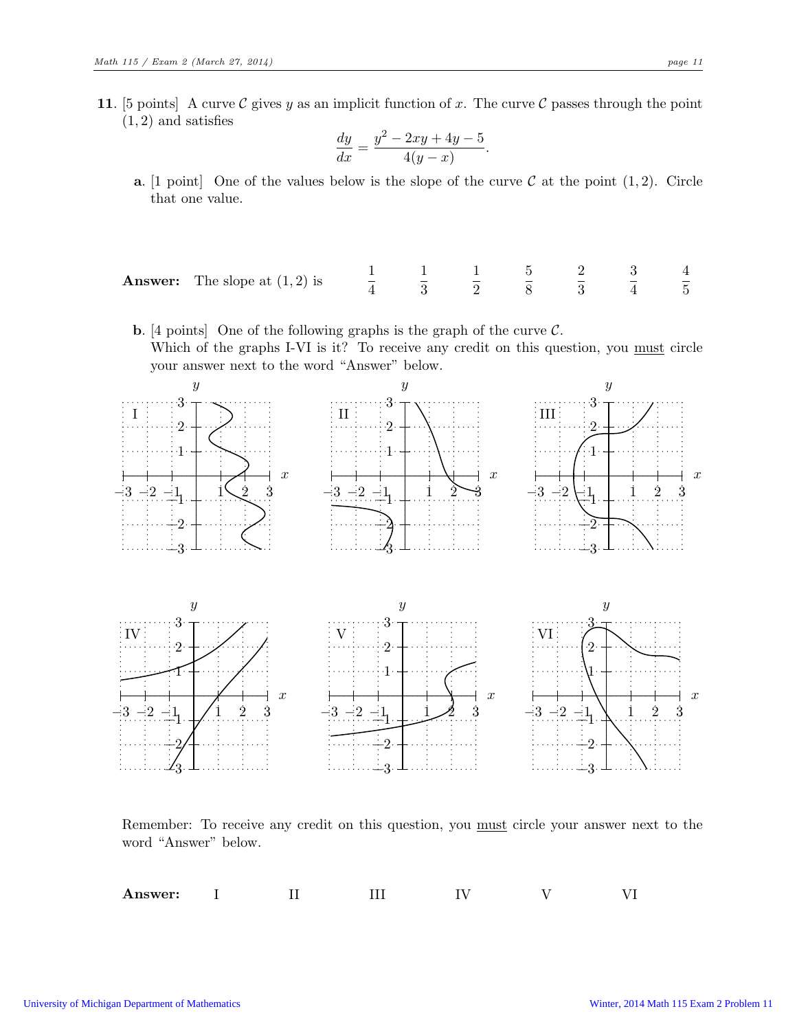**11.** [5 points] A curve $\mathcal{C}$ gives $y$ as an implicit function of $x$. The curve $\mathcal{C}$ passes through the point $(1, 2)$ and satisfies

$$\frac{dy}{dx} = \frac{y^2 - 2xy + 4y - 5}{4(y - x)}.$$

**a.** [1 point] One of the values below is the slope of the curve $\mathcal{C}$ at the point $(1, 2)$. Circle that one value.

**Answer:** The slope at $(1, 2)$ is $\quad \frac{1}{4} \quad \frac{1}{3} \quad \frac{1}{2} \quad \frac{5}{8} \quad \frac{2}{3} \quad \frac{3}{4} \quad \frac{4}{5}$

**b.** [4 points] One of the following graphs is the graph of the curve $\mathcal{C}$.
Which of the graphs I-VI is it? To receive any credit on this question, you <u>must</u> circle your answer next to the word "Answer" below.

Remember: To receive any credit on this question, you <u>must</u> circle your answer next to the word "Answer" below.

**Answer:** I &nbsp;&nbsp;&nbsp; II &nbsp;&nbsp;&nbsp; III &nbsp;&nbsp;&nbsp; IV &nbsp;&nbsp;&nbsp; V &nbsp;&nbsp;&nbsp; VI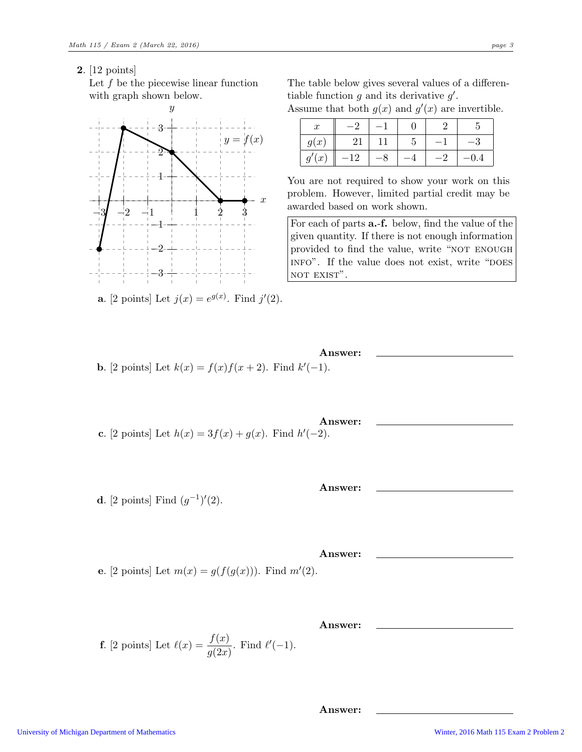**2.** [12 points]

Let $f$ be the piecewise linear function with graph shown below.

The table below gives several values of a differentiable function $g$ and its derivative $g'$.
Assume that both $g(x)$ and $g'(x)$ are invertible.

| $x$ | $-2$ | $-1$ | $0$ | $2$ | $5$ |
|---|---|---|---|---|---|
| $g(x)$ | 21 | 11 | 5 | $-1$ | $-3$ |
| $g'(x)$ | $-12$ | $-8$ | $-4$ | $-2$ | $-0.4$ |

You are not required to show your work on this problem. However, limited partial credit may be awarded based on work shown.

For each of parts **a.-f.** below, find the value of the given quantity. If there is not enough information provided to find the value, write "NOT ENOUGH INFO". If the value does not exist, write "DOES NOT EXIST".

**a.** [2 points] Let $j(x) = e^{g(x)}$. Find $j'(2)$.

**Answer:** \_\_\_\_\_\_\_\_\_\_\_\_\_\_\_\_\_\_\_\_

**b.** [2 points] Let $k(x) = f(x)f(x+2)$. Find $k'(-1)$.

**Answer:** \_\_\_\_\_\_\_\_\_\_\_\_\_\_\_\_\_\_\_\_

**c.** [2 points] Let $h(x) = 3f(x) + g(x)$. Find $h'(-2)$.

**Answer:** \_\_\_\_\_\_\_\_\_\_\_\_\_\_\_\_\_\_\_\_

**d.** [2 points] Find $(g^{-1})'(2)$.

**Answer:** \_\_\_\_\_\_\_\_\_\_\_\_\_\_\_\_\_\_\_\_

**e.** [2 points] Let $m(x) = g(f(g(x)))$. Find $m'(2)$.

**Answer:** \_\_\_\_\_\_\_\_\_\_\_\_\_\_\_\_\_\_\_\_

**f.** [2 points] Let $\ell(x) = \dfrac{f(x)}{g(2x)}$. Find $\ell'(-1)$.

**Answer:** \_\_\_\_\_\_\_\_\_\_\_\_\_\_\_\_\_\_\_\_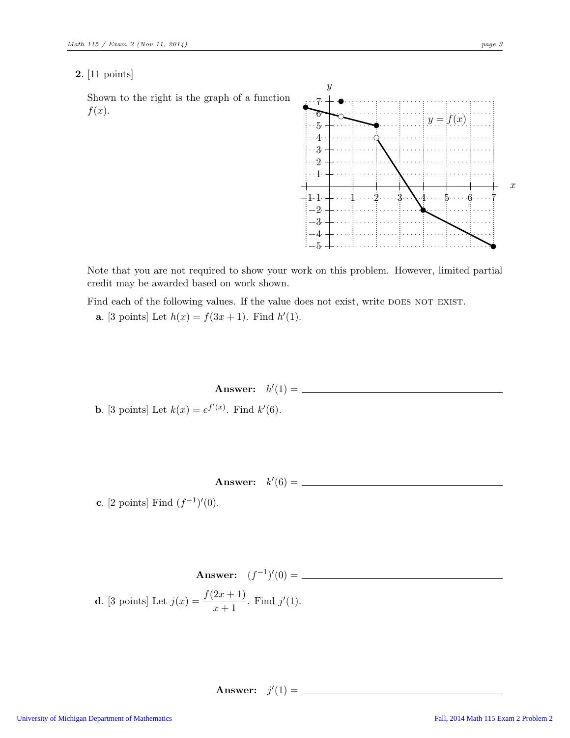**2**. [11 points]

Shown to the right is the graph of a function $f(x)$.

$y$

$x$

$y = f(x)$

7
6
5
4
3
2
1
−1
−2
−3
−4
−5

−1 1 2 3 4 5 6 7

Note that you are not required to show your work on this problem. However, limited partial credit may be awarded based on work shown.

Find each of the following values. If the value does not exist, write DOES NOT EXIST.

**a**. [3 points] Let $h(x) = f(3x + 1)$. Find $h'(1)$.

**Answer:** $h'(1) =$ ______________________

**b**. [3 points] Let $k(x) = e^{f'(x)}$. Find $k'(6)$.

**Answer:** $k'(6) =$ ______________________

**c**. [2 points] Find $(f^{-1})'(0)$.

**Answer:** $(f^{-1})'(0) =$ ______________________

**d**. [3 points] Let $j(x) = \dfrac{f(2x + 1)}{x + 1}$. Find $j'(1)$.

**Answer:** $j'(1) =$ ______________________